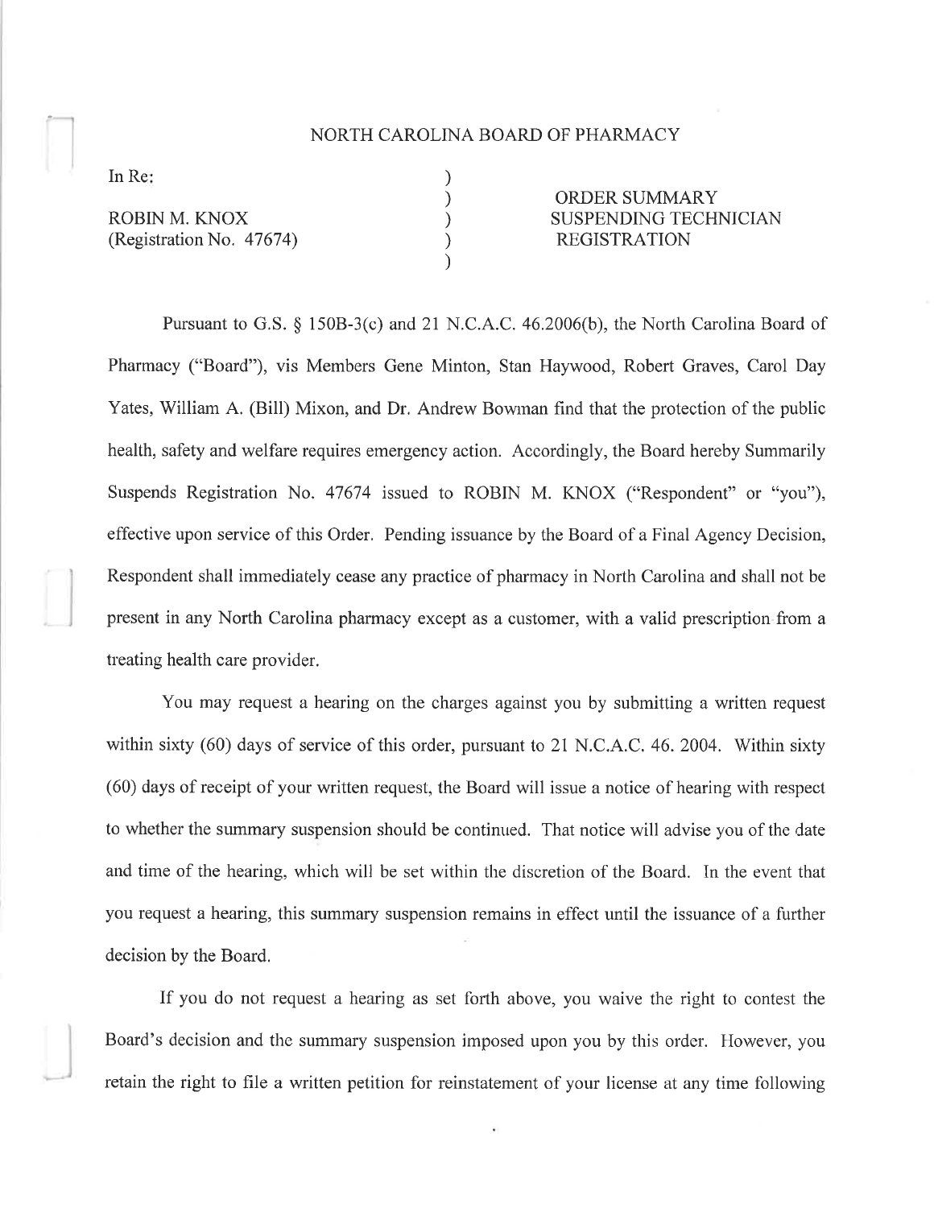# NORTH CAROLINA BOARD OF PHARMACY

| | |
|---|---|
| In Re:<br><br>ROBIN M. KNOX<br>(Registration No. 47674) | ORDER SUMMARY<br>SUSPENDING TECHNICIAN<br>REGISTRATION |

Pursuant to G.S. § 150B-3(c) and 21 N.C.A.C. 46.2006(b), the North Carolina Board of Pharmacy ("Board"), vis Members Gene Minton, Stan Haywood, Robert Graves, Carol Day Yates, William A. (Bill) Mixon, and Dr. Andrew Bowman find that the protection of the public health, safety and welfare requires emergency action. Accordingly, the Board hereby Summarily Suspends Registration No. 47674 issued to ROBIN M. KNOX ("Respondent" or "you"), effective upon service of this Order. Pending issuance by the Board of a Final Agency Decision, Respondent shall immediately cease any practice of pharmacy in North Carolina and shall not be present in any North Carolina pharmacy except as a customer, with a valid prescription from a treating health care provider.

You may request a hearing on the charges against you by submitting a written request within sixty (60) days of service of this order, pursuant to 21 N.C.A.C. 46. 2004. Within sixty (60) days of receipt of your written request, the Board will issue a notice of hearing with respect to whether the summary suspension should be continued. That notice will advise you of the date and time of the hearing, which will be set within the discretion of the Board. In the event that you request a hearing, this summary suspension remains in effect until the issuance of a further decision by the Board.

If you do not request a hearing as set forth above, you waive the right to contest the Board's decision and the summary suspension imposed upon you by this order. However, you retain the right to file a written petition for reinstatement of your license at any time following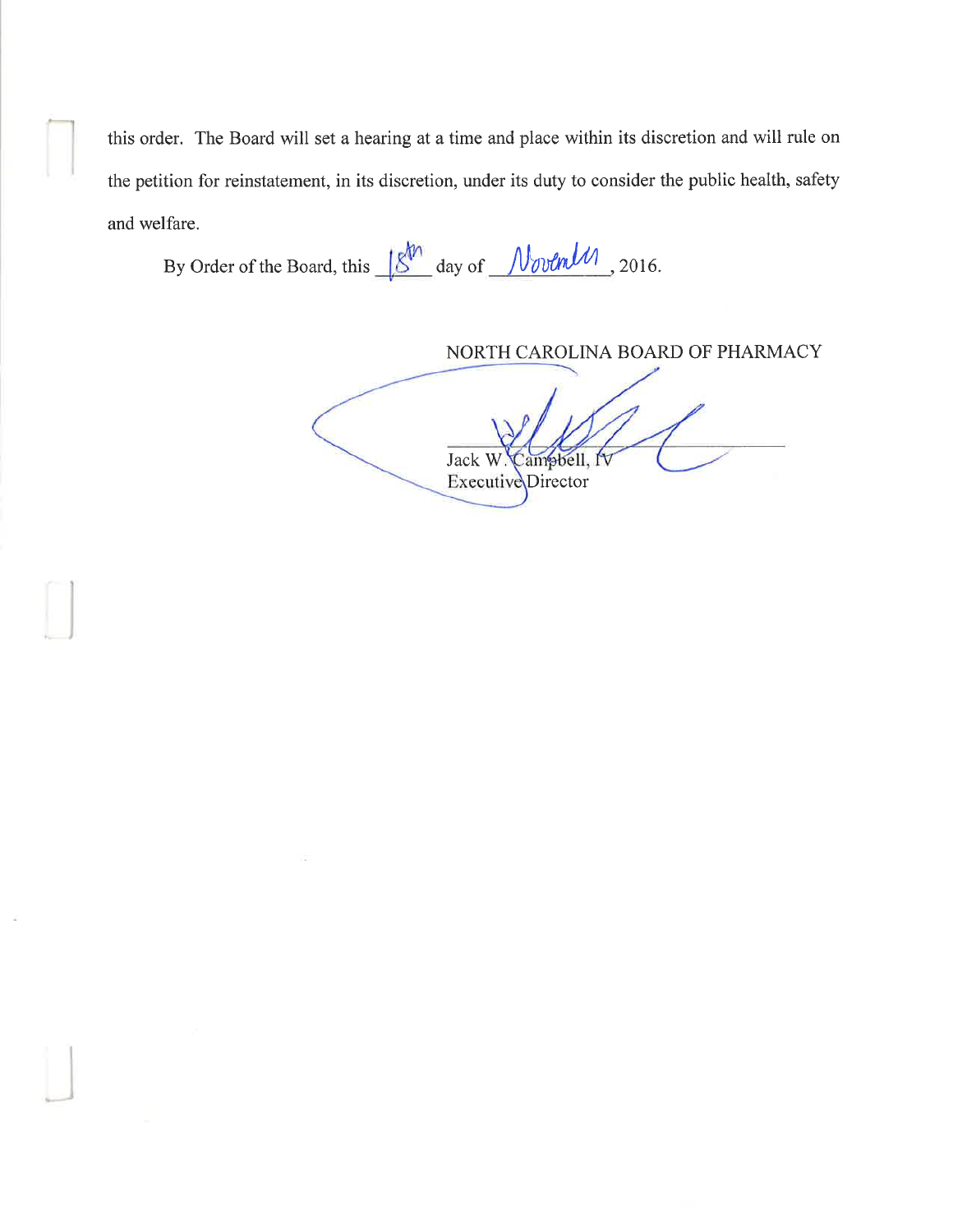this order. The Board will set a hearing at a time and place within its discretion and will rule on the petition for reinstatement, in its discretion, under its duty to consider the public health, safety and welfare.

By Order of the Board, this 18th day of November, 2016.

NORTH CAROLINA BOARD OF PHARMACY

Jack W. Campbell, IV
Executive Director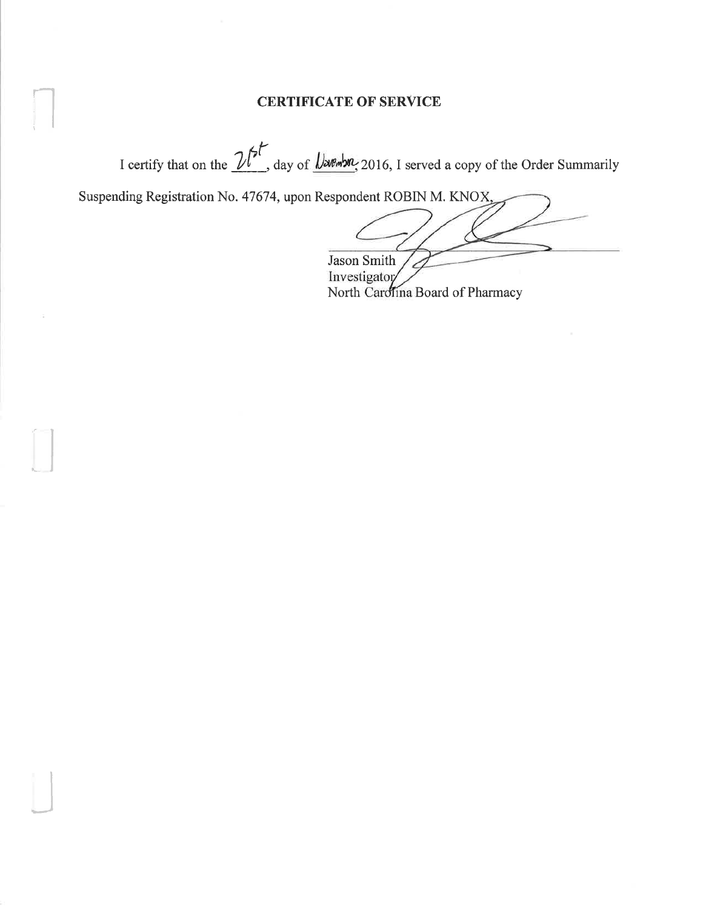## CERTIFICATE OF SERVICE

I certify that on the 21st day of November 2016, I served a copy of the Order Summarily Suspending Registration No. 47674, upon Respondent ROBIN M. KNOX.

Jason Smith
Investigator
North Carolina Board of Pharmacy